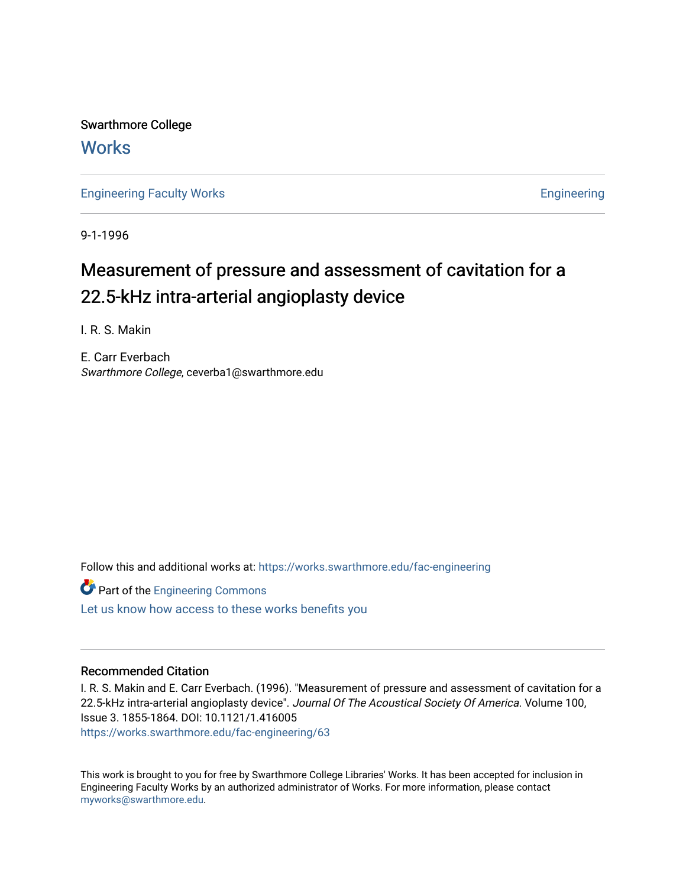Swarthmore College

# Works

Engineering Faculty Works | Engineering

9-1-1996

# Measurement of pressure and assessment of cavitation for a 22.5-kHz intra-arterial angioplasty device

I. R. S. Makin

E. Carr Everbach
*Swarthmore College*, ceverba1@swarthmore.edu

Follow this and additional works at: https://works.swarthmore.edu/fac-engineering

Part of the Engineering Commons

Let us know how access to these works benefits you

## Recommended Citation

I. R. S. Makin and E. Carr Everbach. (1996). "Measurement of pressure and assessment of cavitation for a 22.5-kHz intra-arterial angioplasty device". *Journal Of The Acoustical Society Of America.* Volume 100, Issue 3. 1855-1864. DOI: 10.1121/1.416005
https://works.swarthmore.edu/fac-engineering/63

This work is brought to you for free by Swarthmore College Libraries' Works. It has been accepted for inclusion in Engineering Faculty Works by an authorized administrator of Works. For more information, please contact myworks@swarthmore.edu.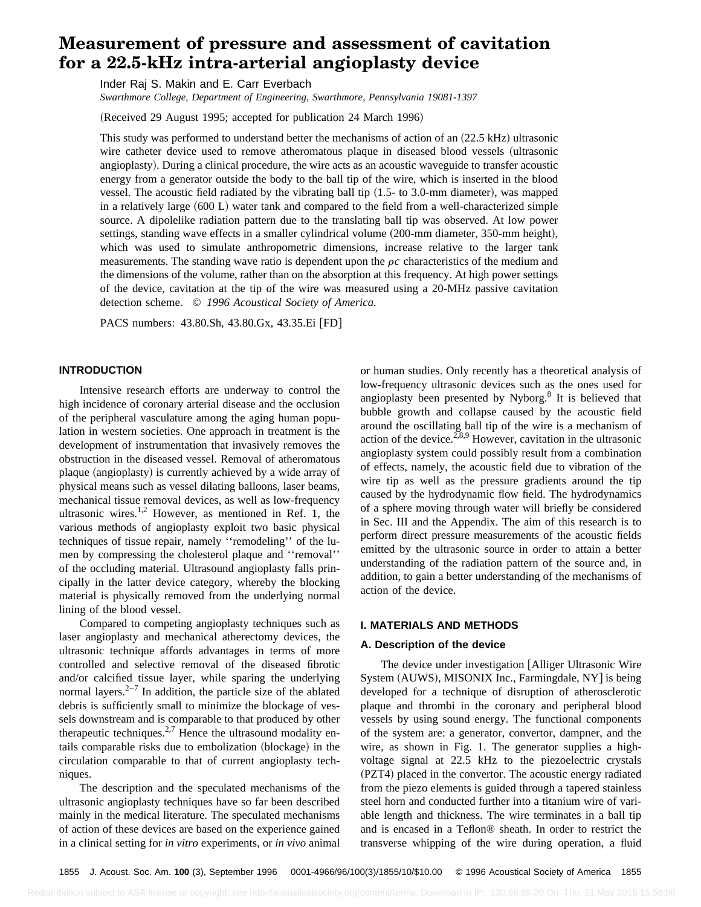# Measurement of pressure and assessment of cavitation for a 22.5-kHz intra-arterial angioplasty device

Inder Raj S. Makin and E. Carr Everbach

*Swarthmore College, Department of Engineering, Swarthmore, Pennsylvania 19081-1397*

(Received 29 August 1995; accepted for publication 24 March 1996)

This study was performed to understand better the mechanisms of action of an (22.5 kHz) ultrasonic wire catheter device used to remove atheromatous plaque in diseased blood vessels (ultrasonic angioplasty). During a clinical procedure, the wire acts as an acoustic waveguide to transfer acoustic energy from a generator outside the body to the ball tip of the wire, which is inserted in the blood vessel. The acoustic field radiated by the vibrating ball tip (1.5- to 3.0-mm diameter), was mapped in a relatively large (600 L) water tank and compared to the field from a well-characterized simple source. A dipolelike radiation pattern due to the translating ball tip was observed. At low power settings, standing wave effects in a smaller cylindrical volume (200-mm diameter, 350-mm height), which was used to simulate anthropometric dimensions, increase relative to the larger tank measurements. The standing wave ratio is dependent upon the $\rho c$ characteristics of the medium and the dimensions of the volume, rather than on the absorption at this frequency. At high power settings of the device, cavitation at the tip of the wire was measured using a 20-MHz passive cavitation detection scheme. © *1996 Acoustical Society of America.*

PACS numbers: 43.80.Sh, 43.80.Gx, 43.35.Ei [FD]

## INTRODUCTION

Intensive research efforts are underway to control the high incidence of coronary arterial disease and the occlusion of the peripheral vasculature among the aging human population in western societies. One approach in treatment is the development of instrumentation that invasively removes the obstruction in the diseased vessel. Removal of atheromatous plaque (angioplasty) is currently achieved by a wide array of physical means such as vessel dilating balloons, laser beams, mechanical tissue removal devices, as well as low-frequency ultrasonic wires.[1,2] However, as mentioned in Ref. 1, the various methods of angioplasty exploit two basic physical techniques of tissue repair, namely ''remodeling'' of the lumen by compressing the cholesterol plaque and ''removal'' of the occluding material. Ultrasound angioplasty falls principally in the latter device category, whereby the blocking material is physically removed from the underlying normal lining of the blood vessel.

Compared to competing angioplasty techniques such as laser angioplasty and mechanical atherectomy devices, the ultrasonic technique affords advantages in terms of more controlled and selective removal of the diseased fibrotic and/or calcified tissue layer, while sparing the underlying normal layers.[2–7] In addition, the particle size of the ablated debris is sufficiently small to minimize the blockage of vessels downstream and is comparable to that produced by other therapeutic techniques.[2,7] Hence the ultrasound modality entails comparable risks due to embolization (blockage) in the circulation comparable to that of current angioplasty techniques.

The description and the speculated mechanisms of the ultrasonic angioplasty techniques have so far been described mainly in the medical literature. The speculated mechanisms of action of these devices are based on the experience gained in a clinical setting for *in vitro* experiments, or *in vivo* animal or human studies. Only recently has a theoretical analysis of low-frequency ultrasonic devices such as the ones used for angioplasty been presented by Nyborg.[8] It is believed that bubble growth and collapse caused by the acoustic field around the oscillating ball tip of the wire is a mechanism of action of the device.[2,8,9] However, cavitation in the ultrasonic angioplasty system could possibly result from a combination of effects, namely, the acoustic field due to vibration of the wire tip as well as the pressure gradients around the tip caused by the hydrodynamic flow field. The hydrodynamics of a sphere moving through water will briefly be considered in Sec. III and the Appendix. The aim of this research is to perform direct pressure measurements of the acoustic fields emitted by the ultrasonic source in order to attain a better understanding of the radiation pattern of the source and, in addition, to gain a better understanding of the mechanisms of action of the device.

## I. MATERIALS AND METHODS

### A. Description of the device

The device under investigation [Alliger Ultrasonic Wire System (AUWS), MISONIX Inc., Farmingdale, NY] is being developed for a technique of disruption of atherosclerotic plaque and thrombi in the coronary and peripheral blood vessels by using sound energy. The functional components of the system are: a generator, convertor, dampner, and the wire, as shown in Fig. 1. The generator supplies a high-voltage signal at 22.5 kHz to the piezoelectric crystals (PZT4) placed in the convertor. The acoustic energy radiated from the piezo elements is guided through a tapered stainless steel horn and conducted further into a titanium wire of variable length and thickness. The wire terminates in a ball tip and is encased in a Teflon® sheath. In order to restrict the transverse whipping of the wire during operation, a fluid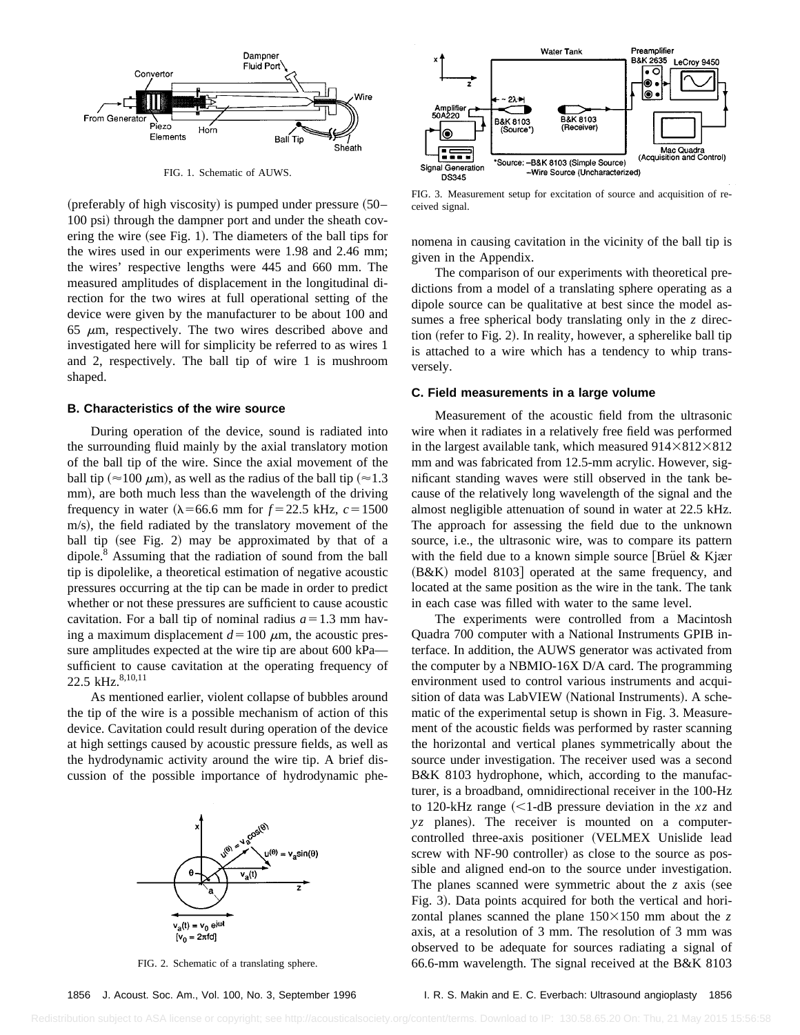FIG. 1. Schematic of AUWS.

(preferably of high viscosity) is pumped under pressure (50–100 psi) through the dampner port and under the sheath covering the wire (see Fig. 1). The diameters of the ball tips for the wires used in our experiments were 1.98 and 2.46 mm; the wires' respective lengths were 445 and 660 mm. The measured amplitudes of displacement in the longitudinal direction for the two wires at full operational setting of the device were given by the manufacturer to be about 100 and 65 $\mu$m, respectively. The two wires described above and investigated here will for simplicity be referred to as wires 1 and 2, respectively. The ball tip of wire 1 is mushroom shaped.

### B. Characteristics of the wire source

During operation of the device, sound is radiated into the surrounding fluid mainly by the axial translatory motion of the ball tip of the wire. Since the axial movement of the ball tip ($\approx$100 $\mu$m), as well as the radius of the ball tip ($\approx$1.3 mm), are both much less than the wavelength of the driving frequency in water ($\lambda$=66.6 mm for $f$=22.5 kHz, $c$=1500 m/s), the field radiated by the translatory movement of the ball tip (see Fig. 2) may be approximated by that of a dipole.[8] Assuming that the radiation of sound from the ball tip is dipolelike, a theoretical estimation of negative acoustic pressures occurring at the tip can be made in order to predict whether or not these pressures are sufficient to cause acoustic cavitation. For a ball tip of nominal radius $a$=1.3 mm having a maximum displacement $d$=100 $\mu$m, the acoustic pressure amplitudes expected at the wire tip are about 600 kPa—sufficient to cause cavitation at the operating frequency of 22.5 kHz.[8,10,11]

As mentioned earlier, violent collapse of bubbles around the tip of the wire is a possible mechanism of action of this device. Cavitation could result during operation of the device at high settings caused by acoustic pressure fields, as well as the hydrodynamic activity around the wire tip. A brief discussion of the possible importance of hydrodynamic phenomena in causing cavitation in the vicinity of the ball tip is given in the Appendix.

FIG. 2. Schematic of a translating sphere.

FIG. 3. Measurement setup for excitation of source and acquisition of received signal.

The comparison of our experiments with theoretical predictions from a model of a translating sphere operating as a dipole source can be qualitative at best since the model assumes a free spherical body translating only in the $z$ direction (refer to Fig. 2). In reality, however, a spherelike ball tip is attached to a wire which has a tendency to whip transversely.

### C. Field measurements in a large volume

Measurement of the acoustic field from the ultrasonic wire when it radiates in a relatively free field was performed in the largest available tank, which measured 914$\times$812$\times$812 mm and was fabricated from 12.5-mm acrylic. However, significant standing waves were still observed in the tank because of the relatively long wavelength of the signal and the almost negligible attenuation of sound in water at 22.5 kHz. The approach for assessing the field due to the unknown source, i.e., the ultrasonic wire, was to compare its pattern with the field due to a known simple source [Brüel & Kjær (B&K) model 8103] operated at the same frequency, and located at the same position as the wire in the tank. The tank in each case was filled with water to the same level.

The experiments were controlled from a Macintosh Quadra 700 computer with a National Instruments GPIB interface. In addition, the AUWS generator was activated from the computer by a NBMIO-16X D/A card. The programming environment used to control various instruments and acquisition of data was LabVIEW (National Instruments). A schematic of the experimental setup is shown in Fig. 3. Measurement of the acoustic fields was performed by raster scanning the horizontal and vertical planes symmetrically about the source under investigation. The receiver used was a second B&K 8103 hydrophone, which, according to the manufacturer, is a broadband, omnidirectional receiver in the 100-Hz to 120-kHz range (<1-dB pressure deviation in the $xz$ and $yz$ planes). The receiver is mounted on a computer-controlled three-axis positioner (VELMEX Unislide lead screw with NF-90 controller) as close to the source as possible and aligned end-on to the source under investigation. The planes scanned were symmetric about the $z$ axis (see Fig. 3). Data points acquired for both the vertical and horizontal planes scanned the plane 150$\times$150 mm about the $z$ axis, at a resolution of 3 mm. The resolution of 3 mm was observed to be adequate for sources radiating a signal of 66.6-mm wavelength. The signal received at the B&K 8103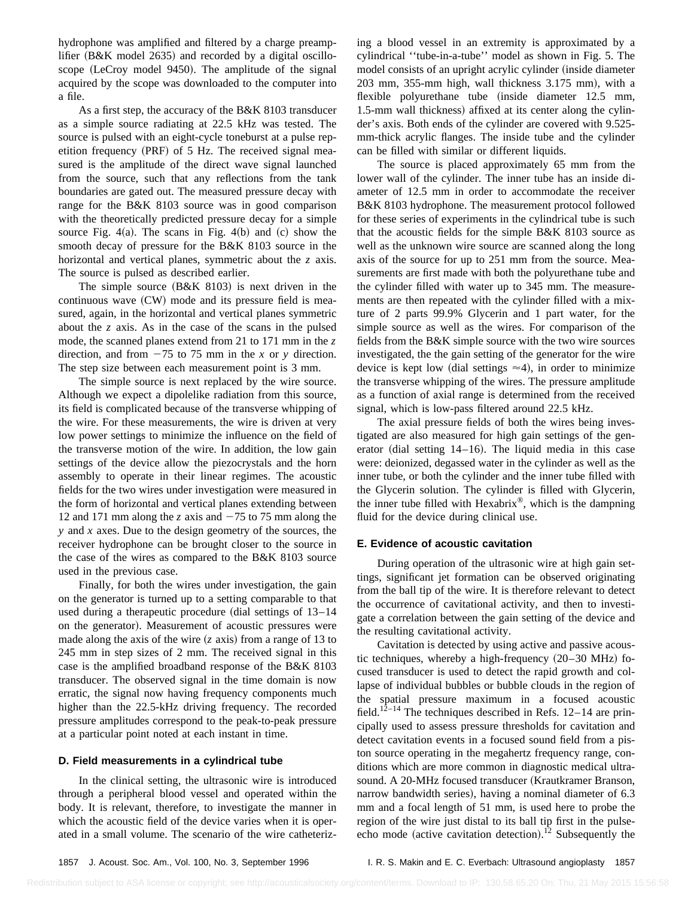hydrophone was amplified and filtered by a charge preamplifier (B&K model 2635) and recorded by a digital oscilloscope (LeCroy model 9450). The amplitude of the signal acquired by the scope was downloaded to the computer into a file.

As a first step, the accuracy of the B&K 8103 transducer as a simple source radiating at 22.5 kHz was tested. The source is pulsed with an eight-cycle toneburst at a pulse repetition frequency (PRF) of 5 Hz. The received signal measured is the amplitude of the direct wave signal launched from the source, such that any reflections from the tank boundaries are gated out. The measured pressure decay with range for the B&K 8103 source was in good comparison with the theoretically predicted pressure decay for a simple source Fig. 4(a). The scans in Fig. 4(b) and (c) show the smooth decay of pressure for the B&K 8103 source in the horizontal and vertical planes, symmetric about the $z$ axis. The source is pulsed as described earlier.

The simple source (B&K 8103) is next driven in the continuous wave (CW) mode and its pressure field is measured, again, in the horizontal and vertical planes symmetric about the $z$ axis. As in the case of the scans in the pulsed mode, the scanned planes extend from 21 to 171 mm in the $z$ direction, and from $-75$ to 75 mm in the $x$ or $y$ direction. The step size between each measurement point is 3 mm.

The simple source is next replaced by the wire source. Although we expect a dipolelike radiation from this source, its field is complicated because of the transverse whipping of the wire. For these measurements, the wire is driven at very low power settings to minimize the influence on the field of the transverse motion of the wire. In addition, the low gain settings of the device allow the piezocrystals and the horn assembly to operate in their linear regimes. The acoustic fields for the two wires under investigation were measured in the form of horizontal and vertical planes extending between 12 and 171 mm along the $z$ axis and $-75$ to 75 mm along the $y$ and $x$ axes. Due to the design geometry of the sources, the receiver hydrophone can be brought closer to the source in the case of the wires as compared to the B&K 8103 source used in the previous case.

Finally, for both the wires under investigation, the gain on the generator is turned up to a setting comparable to that used during a therapeutic procedure (dial settings of 13–14 on the generator). Measurement of acoustic pressures were made along the axis of the wire ($z$ axis) from a range of 13 to 245 mm in step sizes of 2 mm. The received signal in this case is the amplified broadband response of the B&K 8103 transducer. The observed signal in the time domain is now erratic, the signal now having frequency components much higher than the 22.5-kHz driving frequency. The recorded pressure amplitudes correspond to the peak-to-peak pressure at a particular point noted at each instant in time.

### D. Field measurements in a cylindrical tube

In the clinical setting, the ultrasonic wire is introduced through a peripheral blood vessel and operated within the body. It is relevant, therefore, to investigate the manner in which the acoustic field of the device varies when it is operated in a small volume. The scenario of the wire catheterizing a blood vessel in an extremity is approximated by a cylindrical ''tube-in-a-tube'' model as shown in Fig. 5. The model consists of an upright acrylic cylinder (inside diameter 203 mm, 355-mm high, wall thickness 3.175 mm), with a flexible polyurethane tube (inside diameter 12.5 mm, 1.5-mm wall thickness) affixed at its center along the cylinder's axis. Both ends of the cylinder are covered with 9.525-mm-thick acrylic flanges. The inside tube and the cylinder can be filled with similar or different liquids.

The source is placed approximately 65 mm from the lower wall of the cylinder. The inner tube has an inside diameter of 12.5 mm in order to accommodate the receiver B&K 8103 hydrophone. The measurement protocol followed for these series of experiments in the cylindrical tube is such that the acoustic fields for the simple B&K 8103 source as well as the unknown wire source are scanned along the long axis of the source for up to 251 mm from the source. Measurements are first made with both the polyurethane tube and the cylinder filled with water up to 345 mm. The measurements are then repeated with the cylinder filled with a mixture of 2 parts 99.9% Glycerin and 1 part water, for the simple source as well as the wires. For comparison of the fields from the B&K simple source with the two wire sources investigated, the the gain setting of the generator for the wire device is kept low (dial settings $\approx 4$), in order to minimize the transverse whipping of the wires. The pressure amplitude as a function of axial range is determined from the received signal, which is low-pass filtered around 22.5 kHz.

The axial pressure fields of both the wires being investigated are also measured for high gain settings of the generator (dial setting 14–16). The liquid media in this case were: deionized, degassed water in the cylinder as well as the inner tube, or both the cylinder and the inner tube filled with the Glycerin solution. The cylinder is filled with Glycerin, the inner tube filled with Hexabrix®, which is the dampning fluid for the device during clinical use.

### E. Evidence of acoustic cavitation

During operation of the ultrasonic wire at high gain settings, significant jet formation can be observed originating from the ball tip of the wire. It is therefore relevant to detect the occurrence of cavitational activity, and then to investigate a correlation between the gain setting of the device and the resulting cavitational activity.

Cavitation is detected by using active and passive acoustic techniques, whereby a high-frequency (20–30 MHz) focused transducer is used to detect the rapid growth and collapse of individual bubbles or bubble clouds in the region of the spatial pressure maximum in a focused acoustic field.[12–14] The techniques described in Refs. 12–14 are principally used to assess pressure thresholds for cavitation and detect cavitation events in a focused sound field from a piston source operating in the megahertz frequency range, conditions which are more common in diagnostic medical ultrasound. A 20-MHz focused transducer (Krautkramer Branson, narrow bandwidth series), having a nominal diameter of 6.3 mm and a focal length of 51 mm, is used here to probe the region of the wire just distal to its ball tip first in the pulse-echo mode (active cavitation detection).[12] Subsequently the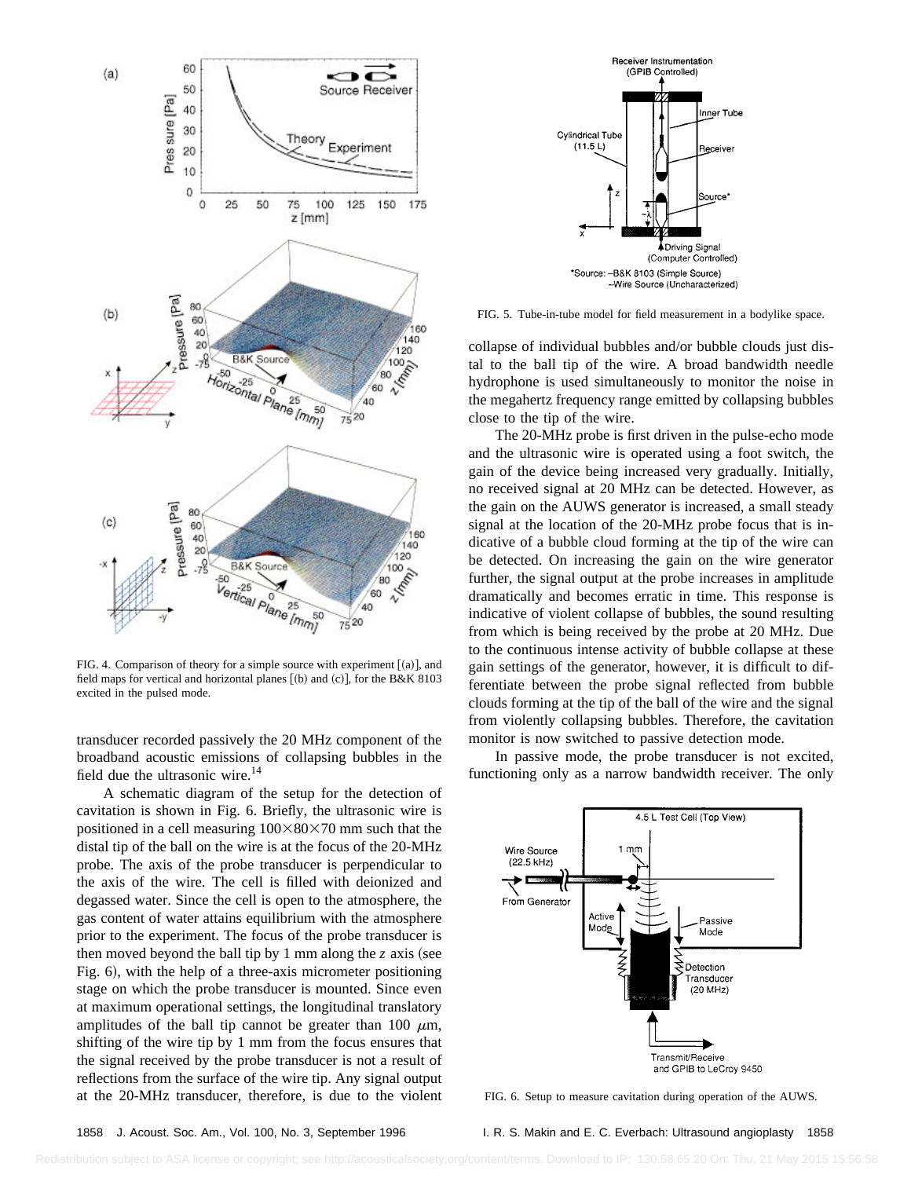FIG. 4. Comparison of theory for a simple source with experiment [(a)], and field maps for vertical and horizontal planes [(b) and (c)], for the B&K 8103 excited in the pulsed mode.

transducer recorded passively the 20 MHz component of the broadband acoustic emissions of collapsing bubbles in the field due the ultrasonic wire.[14]

A schematic diagram of the setup for the detection of cavitation is shown in Fig. 6. Briefly, the ultrasonic wire is positioned in a cell measuring $100\times80\times70$ mm such that the distal tip of the ball on the wire is at the focus of the 20-MHz probe. The axis of the probe transducer is perpendicular to the axis of the wire. The cell is filled with deionized and degassed water. Since the cell is open to the atmosphere, the gas content of water attains equilibrium with the atmosphere prior to the experiment. The focus of the probe transducer is then moved beyond the ball tip by 1 mm along the $z$ axis (see Fig. 6), with the help of a three-axis micrometer positioning stage on which the probe transducer is mounted. Since even at maximum operational settings, the longitudinal translatory amplitudes of the ball tip cannot be greater than 100 $\mu$m, shifting of the wire tip by 1 mm from the focus ensures that the signal received by the probe transducer is not a result of reflections from the surface of the wire tip. Any signal output at the 20-MHz transducer, therefore, is due to the violent

FIG. 5. Tube-in-tube model for field measurement in a bodylike space.

collapse of individual bubbles and/or bubble clouds just distal to the ball tip of the wire. A broad bandwidth needle hydrophone is used simultaneously to monitor the noise in the megahertz frequency range emitted by collapsing bubbles close to the tip of the wire.

The 20-MHz probe is first driven in the pulse-echo mode and the ultrasonic wire is operated using a foot switch, the gain of the device being increased very gradually. Initially, no received signal at 20 MHz can be detected. However, as the gain on the AUWS generator is increased, a small steady signal at the location of the 20-MHz probe focus that is indicative of a bubble cloud forming at the tip of the wire can be detected. On increasing the gain on the wire generator further, the signal output at the probe increases in amplitude dramatically and becomes erratic in time. This response is indicative of violent collapse of bubbles, the sound resulting from which is being received by the probe at 20 MHz. Due to the continuous intense activity of bubble collapse at these gain settings of the generator, however, it is difficult to differentiate between the probe signal reflected from bubble clouds forming at the tip of the ball of the wire and the signal from violently collapsing bubbles. Therefore, the cavitation monitor is now switched to passive detection mode.

In passive mode, the probe transducer is not excited, functioning only as a narrow bandwidth receiver. The only

FIG. 6. Setup to measure cavitation during operation of the AUWS.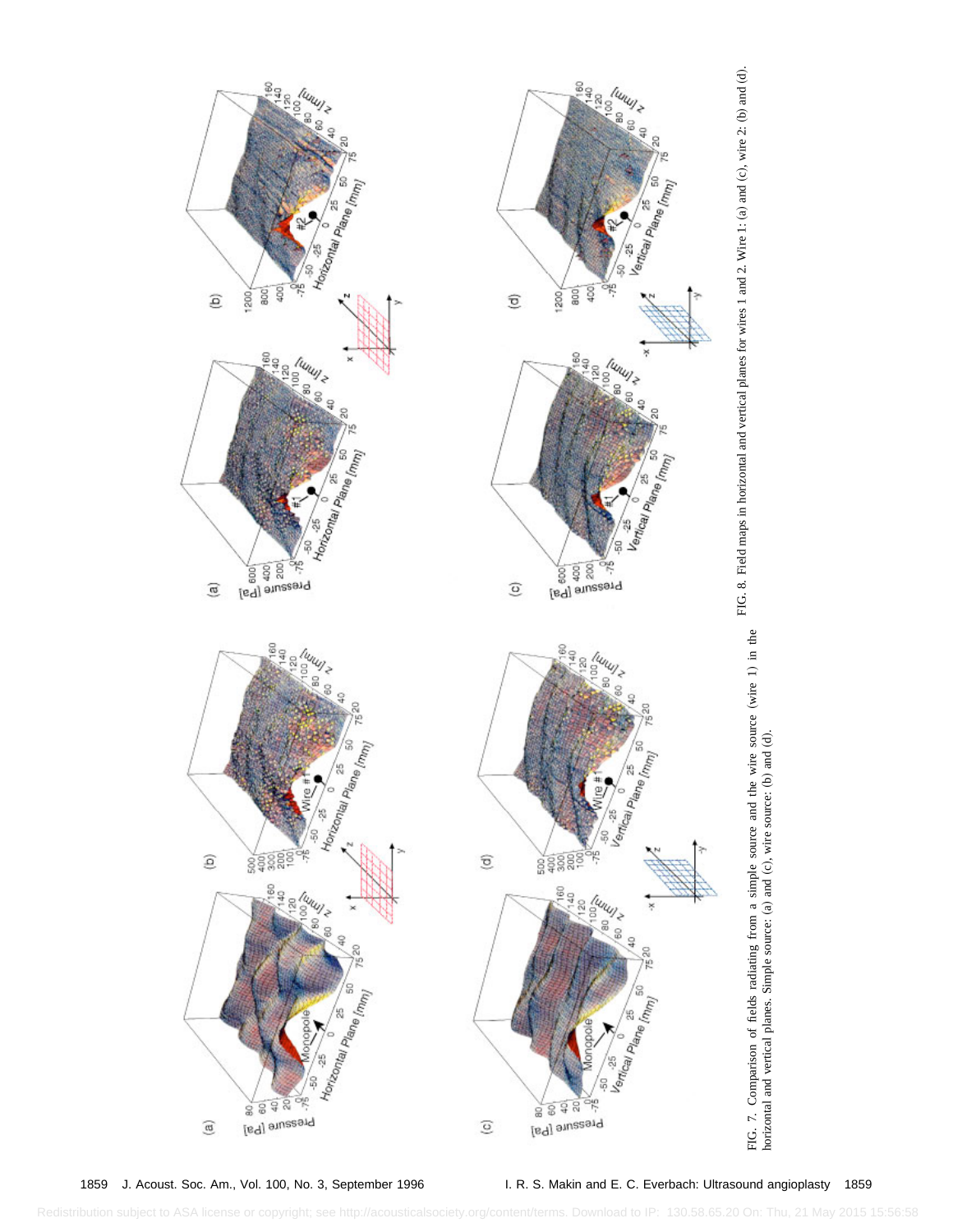FIG. 7. Comparison of fields radiating from a simple source and the wire source (wire 1) in the horizontal and vertical planes. Simple source: (a) and (c), wire source: (b) and (d).

FIG. 8. Field maps in horizontal and vertical planes for wires 1 and 2. Wire 1: (a) and (c), wire 2: (b) and (d).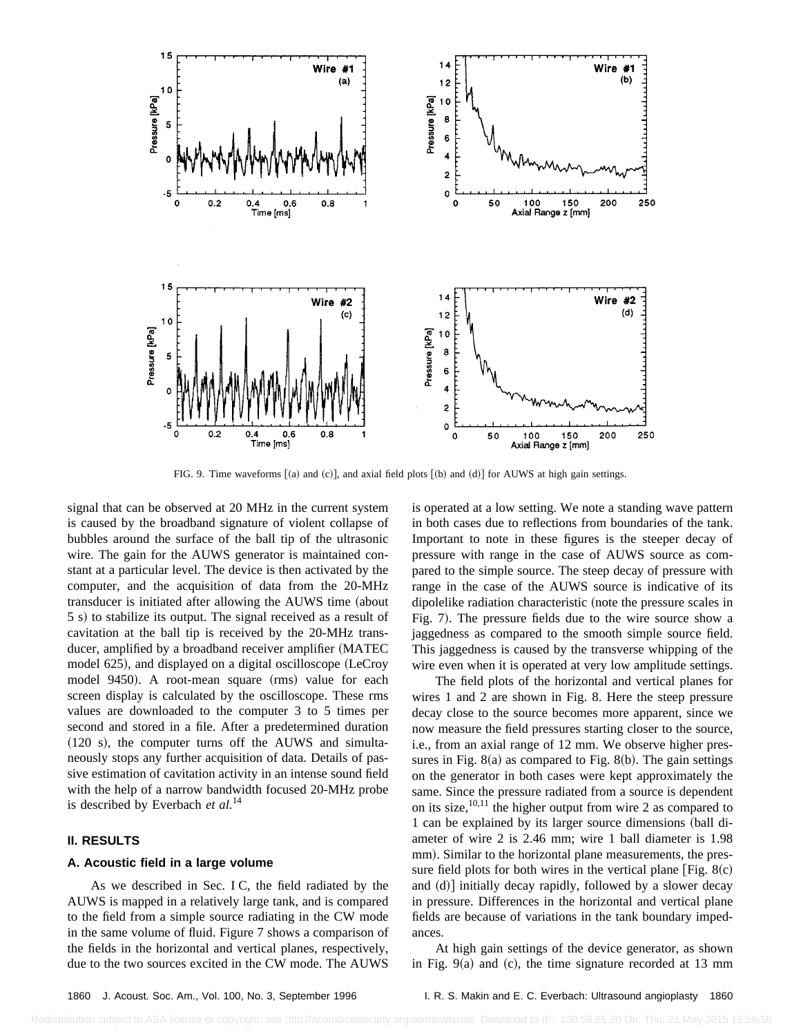FIG. 9. Time waveforms [(a) and (c)], and axial field plots [(b) and (d)] for AUWS at high gain settings.

signal that can be observed at 20 MHz in the current system is caused by the broadband signature of violent collapse of bubbles around the surface of the ball tip of the ultrasonic wire. The gain for the AUWS generator is maintained constant at a particular level. The device is then activated by the computer, and the acquisition of data from the 20-MHz transducer is initiated after allowing the AUWS time (about 5 s) to stabilize its output. The signal received as a result of cavitation at the ball tip is received by the 20-MHz transducer, amplified by a broadband receiver amplifier (MATEC model 625), and displayed on a digital oscilloscope (LeCroy model 9450). A root-mean square (rms) value for each screen display is calculated by the oscilloscope. These rms values are downloaded to the computer 3 to 5 times per second and stored in a file. After a predetermined duration (120 s), the computer turns off the AUWS and simultaneously stops any further acquisition of data. Details of passive estimation of cavitation activity in an intense sound field with the help of a narrow bandwidth focused 20-MHz probe is described by Everbach *et al.*[14]

## II. RESULTS

### A. Acoustic field in a large volume

As we described in Sec. I C, the field radiated by the AUWS is mapped in a relatively large tank, and is compared to the field from a simple source radiating in the CW mode in the same volume of fluid. Figure 7 shows a comparison of the fields in the horizontal and vertical planes, respectively, due to the two sources excited in the CW mode. The AUWS is operated at a low setting. We note a standing wave pattern in both cases due to reflections from boundaries of the tank. Important to note in these figures is the steeper decay of pressure with range in the case of AUWS source as compared to the simple source. The steep decay of pressure with range in the case of the AUWS source is indicative of its dipolelike radiation characteristic (note the pressure scales in Fig. 7). The pressure fields due to the wire source show a jaggedness as compared to the smooth simple source field. This jaggedness is caused by the transverse whipping of the wire even when it is operated at very low amplitude settings.

The field plots of the horizontal and vertical planes for wires 1 and 2 are shown in Fig. 8. Here the steep pressure decay close to the source becomes more apparent, since we now measure the field pressures starting closer to the source, i.e., from an axial range of 12 mm. We observe higher pressures in Fig. 8(a) as compared to Fig. 8(b). The gain settings on the generator in both cases were kept approximately the same. Since the pressure radiated from a source is dependent on its size,[10,11] the higher output from wire 2 as compared to 1 can be explained by its larger source dimensions (ball diameter of wire 2 is 2.46 mm; wire 1 ball diameter is 1.98 mm). Similar to the horizontal plane measurements, the pressure field plots for both wires in the vertical plane [Fig. 8(c) and (d)] initially decay rapidly, followed by a slower decay in pressure. Differences in the horizontal and vertical plane fields are because of variations in the tank boundary impedances.

At high gain settings of the device generator, as shown in Fig. 9(a) and (c), the time signature recorded at 13 mm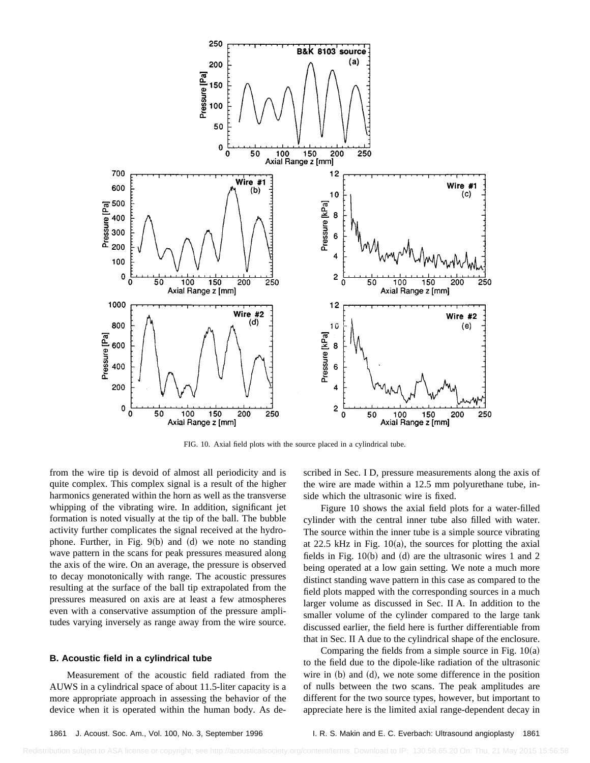FIG. 10. Axial field plots with the source placed in a cylindrical tube.

from the wire tip is devoid of almost all periodicity and is quite complex. This complex signal is a result of the higher harmonics generated within the horn as well as the transverse whipping of the vibrating wire. In addition, significant jet formation is noted visually at the tip of the ball. The bubble activity further complicates the signal received at the hydrophone. Further, in Fig. 9(b) and (d) we note no standing wave pattern in the scans for peak pressures measured along the axis of the wire. On an average, the pressure is observed to decay monotonically with range. The acoustic pressures resulting at the surface of the ball tip extrapolated from the pressures measured on axis are at least a few atmospheres even with a conservative assumption of the pressure amplitudes varying inversely as range away from the wire source.

### B. Acoustic field in a cylindrical tube

Measurement of the acoustic field radiated from the AUWS in a cylindrical space of about 11.5-liter capacity is a more appropriate approach in assessing the behavior of the device when it is operated within the human body. As described in Sec. I D, pressure measurements along the axis of the wire are made within a 12.5 mm polyurethane tube, inside which the ultrasonic wire is fixed.

Figure 10 shows the axial field plots for a water-filled cylinder with the central inner tube also filled with water. The source within the inner tube is a simple source vibrating at 22.5 kHz in Fig. 10(a), the sources for plotting the axial fields in Fig. 10(b) and (d) are the ultrasonic wires 1 and 2 being operated at a low gain setting. We note a much more distinct standing wave pattern in this case as compared to the field plots mapped with the corresponding sources in a much larger volume as discussed in Sec. II A. In addition to the smaller volume of the cylinder compared to the large tank discussed earlier, the field here is further differentiable from that in Sec. II A due to the cylindrical shape of the enclosure.

Comparing the fields from a simple source in Fig. 10(a) to the field due to the dipole-like radiation of the ultrasonic wire in (b) and (d), we note some difference in the position of nulls between the two scans. The peak amplitudes are different for the two source types, however, but important to appreciate here is the limited axial range-dependent decay in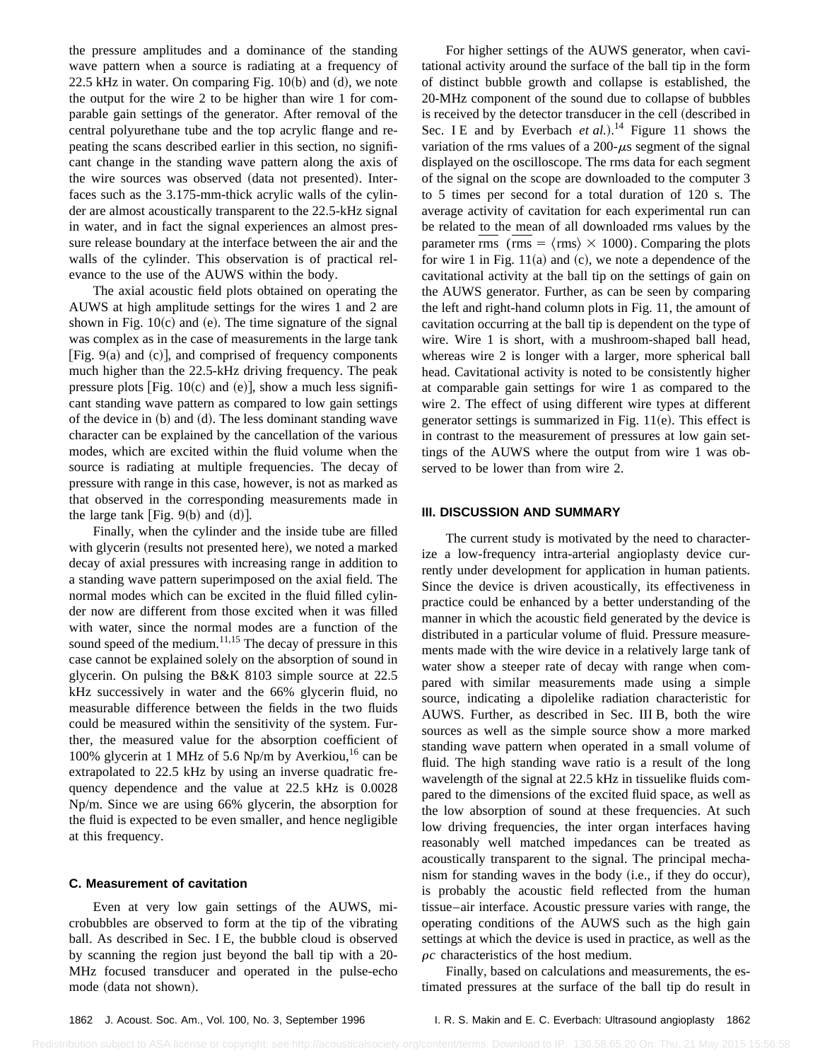the pressure amplitudes and a dominance of the standing wave pattern when a source is radiating at a frequency of 22.5 kHz in water. On comparing Fig. 10(b) and (d), we note the output for the wire 2 to be higher than wire 1 for comparable gain settings of the generator. After removal of the central polyurethane tube and the top acrylic flange and repeating the scans described earlier in this section, no significant change in the standing wave pattern along the axis of the wire sources was observed (data not presented). Interfaces such as the 3.175-mm-thick acrylic walls of the cylinder are almost acoustically transparent to the 22.5-kHz signal in water, and in fact the signal experiences an almost pressure release boundary at the interface between the air and the walls of the cylinder. This observation is of practical relevance to the use of the AUWS within the body.

The axial acoustic field plots obtained on operating the AUWS at high amplitude settings for the wires 1 and 2 are shown in Fig. 10(c) and (e). The time signature of the signal was complex as in the case of measurements in the large tank [Fig. 9(a) and (c)], and comprised of frequency components much higher than the 22.5-kHz driving frequency. The peak pressure plots [Fig. 10(c) and (e)], show a much less significant standing wave pattern as compared to low gain settings of the device in (b) and (d). The less dominant standing wave character can be explained by the cancellation of the various modes, which are excited within the fluid volume when the source is radiating at multiple frequencies. The decay of pressure with range in this case, however, is not as marked as that observed in the corresponding measurements made in the large tank [Fig. 9(b) and (d)].

Finally, when the cylinder and the inside tube are filled with glycerin (results not presented here), we noted a marked decay of axial pressures with increasing range in addition to a standing wave pattern superimposed on the axial field. The normal modes which can be excited in the fluid filled cylinder now are different from those excited when it was filled with water, since the normal modes are a function of the sound speed of the medium.[11,15] The decay of pressure in this case cannot be explained solely on the absorption of sound in glycerin. On pulsing the B&K 8103 simple source at 22.5 kHz successively in water and the 66% glycerin fluid, no measurable difference between the fields in the two fluids could be measured within the sensitivity of the system. Further, the measured value for the absorption coefficient of 100% glycerin at 1 MHz of 5.6 Np/m by Averkiou,[16] can be extrapolated to 22.5 kHz by using an inverse quadratic frequency dependence and the value at 22.5 kHz is 0.0028 Np/m. Since we are using 66% glycerin, the absorption for the fluid is expected to be even smaller, and hence negligible at this frequency.

### C. Measurement of cavitation

Even at very low gain settings of the AUWS, microbubbles are observed to form at the tip of the vibrating ball. As described in Sec. I E, the bubble cloud is observed by scanning the region just beyond the ball tip with a 20-MHz focused transducer and operated in the pulse-echo mode (data not shown).

For higher settings of the AUWS generator, when cavitational activity around the surface of the ball tip in the form of distinct bubble growth and collapse is established, the 20-MHz component of the sound due to collapse of bubbles is received by the detector transducer in the cell (described in Sec. I E and by Everbach *et al.*).[14] Figure 11 shows the variation of the rms values of a 200-$\mu$s segment of the signal displayed on the oscilloscope. The rms data for each segment of the signal on the scope are downloaded to the computer 3 to 5 times per second for a total duration of 120 s. The average activity of cavitation for each experimental run can be related to the mean of all downloaded rms values by the parameter $\overline{\text{rms}}$ ($\overline{\text{rms}} = \langle \text{rms} \rangle \times 1000$). Comparing the plots for wire 1 in Fig. 11(a) and (c), we note a dependence of the cavitational activity at the ball tip on the settings of gain on the AUWS generator. Further, as can be seen by comparing the left and right-hand column plots in Fig. 11, the amount of cavitation occurring at the ball tip is dependent on the type of wire. Wire 1 is short, with a mushroom-shaped ball head, whereas wire 2 is longer with a larger, more spherical ball head. Cavitational activity is noted to be consistently higher at comparable gain settings for wire 1 as compared to the wire 2. The effect of using different wire types at different generator settings is summarized in Fig. 11(e). This effect is in contrast to the measurement of pressures at low gain settings of the AUWS where the output from wire 1 was observed to be lower than from wire 2.

## III. DISCUSSION AND SUMMARY

The current study is motivated by the need to characterize a low-frequency intra-arterial angioplasty device currently under development for application in human patients. Since the device is driven acoustically, its effectiveness in practice could be enhanced by a better understanding of the manner in which the acoustic field generated by the device is distributed in a particular volume of fluid. Pressure measurements made with the wire device in a relatively large tank of water show a steeper rate of decay with range when compared with similar measurements made using a simple source, indicating a dipolelike radiation characteristic for AUWS. Further, as described in Sec. III B, both the wire sources as well as the simple source show a more marked standing wave pattern when operated in a small volume of fluid. The high standing wave ratio is a result of the long wavelength of the signal at 22.5 kHz in tissuelike fluids compared to the dimensions of the excited fluid space, as well as the low absorption of sound at these frequencies. At such low driving frequencies, the inter organ interfaces having reasonably well matched impedances can be treated as acoustically transparent to the signal. The principal mechanism for standing waves in the body (i.e., if they do occur), is probably the acoustic field reflected from the human tissue–air interface. Acoustic pressure varies with range, the operating conditions of the AUWS such as the high gain settings at which the device is used in practice, as well as the $\rho c$ characteristics of the host medium.

Finally, based on calculations and measurements, the estimated pressures at the surface of the ball tip do result in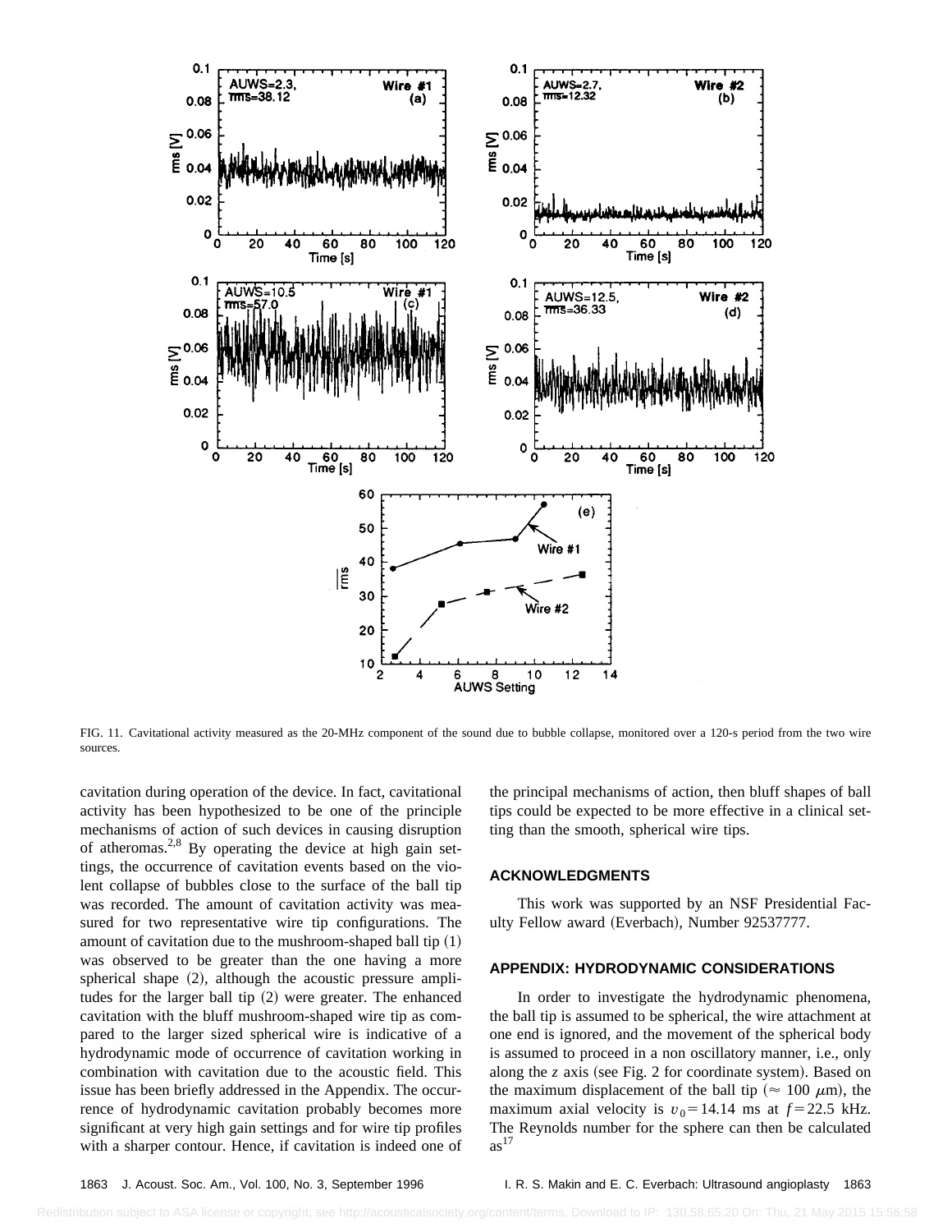FIG. 11. Cavitational activity measured as the 20-MHz component of the sound due to bubble collapse, monitored over a 120-s period from the two wire sources.

cavitation during operation of the device. In fact, cavitational activity has been hypothesized to be one of the principle mechanisms of action of such devices in causing disruption of atheromas.[2,8] By operating the device at high gain settings, the occurrence of cavitation events based on the violent collapse of bubbles close to the surface of the ball tip was recorded. The amount of cavitation activity was measured for two representative wire tip configurations. The amount of cavitation due to the mushroom-shaped ball tip (1) was observed to be greater than the one having a more spherical shape (2), although the acoustic pressure amplitudes for the larger ball tip (2) were greater. The enhanced cavitation with the bluff mushroom-shaped wire tip as compared to the larger sized spherical wire is indicative of a hydrodynamic mode of occurrence of cavitation working in combination with cavitation due to the acoustic field. This issue has been briefly addressed in the Appendix. The occurrence of hydrodynamic cavitation probably becomes more significant at very high gain settings and for wire tip profiles with a sharper contour. Hence, if cavitation is indeed one of the principal mechanisms of action, then bluff shapes of ball tips could be expected to be more effective in a clinical setting than the smooth, spherical wire tips.

## ACKNOWLEDGMENTS

This work was supported by an NSF Presidential Faculty Fellow award (Everbach), Number 92537777.

## APPENDIX: HYDRODYNAMIC CONSIDERATIONS

In order to investigate the hydrodynamic phenomena, the ball tip is assumed to be spherical, the wire attachment at one end is ignored, and the movement of the spherical body is assumed to proceed in a non oscillatory manner, i.e., only along the $z$ axis (see Fig. 2 for coordinate system). Based on the maximum displacement of the ball tip ($\approx 100\ \mu$m), the maximum axial velocity is $v_0 = 14.14$ ms at $f = 22.5$ kHz. The Reynolds number for the sphere can then be calculated as[17]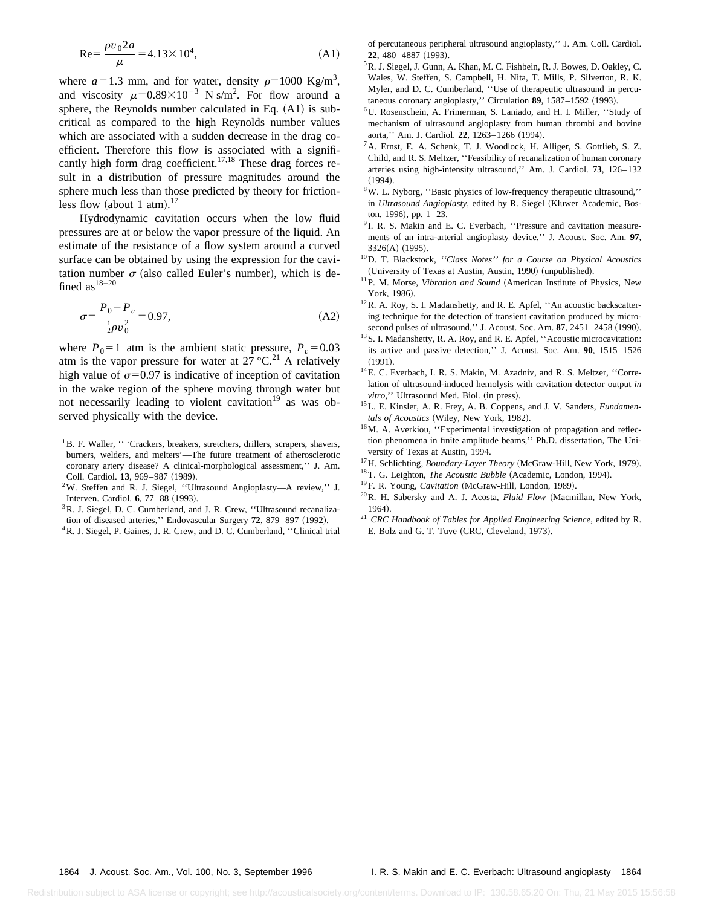$$\mathrm{Re}=\frac{\rho v_0 2a}{\mu}=4.13\times 10^4, \tag{A1}$$

where $a=1.3$ mm, and for water, density $\rho=1000$ Kg/m$^3$, and viscosity $\mu=0.89\times 10^{-3}$ N s/m$^2$. For flow around a sphere, the Reynolds number calculated in Eq. (A1) is subcritical as compared to the high Reynolds number values which are associated with a sudden decrease in the drag coefficient. Therefore this flow is associated with a significantly high form drag coefficient.[17,18] These drag forces result in a distribution of pressure magnitudes around the sphere much less than those predicted by theory for frictionless flow (about 1 atm).[17]

Hydrodynamic cavitation occurs when the low fluid pressures are at or below the vapor pressure of the liquid. An estimate of the resistance of a flow system around a curved surface can be obtained by using the expression for the cavitation number $\sigma$ (also called Euler's number), which is defined as[18–20]

$$\sigma=\frac{P_0-P_v}{\frac{1}{2}\rho v_0^2}=0.97, \tag{A2}$$

where $P_0=1$ atm is the ambient static pressure, $P_v=0.03$ atm is the vapor pressure for water at 27 °C.[21] A relatively high value of $\sigma=0.97$ is indicative of inception of cavitation in the wake region of the sphere moving through water but not necessarily leading to violent cavitation[19] as was observed physically with the device.

[1] B. F. Waller, '' 'Crackers, breakers, stretchers, drillers, scrapers, shavers, burners, welders, and melters'—The future treatment of atherosclerotic coronary artery disease? A clinical-morphological assessment,'' J. Am. Coll. Cardiol. **13**, 969–987 (1989).

[2] W. Steffen and R. J. Siegel, ''Ultrasound Angioplasty—A review,'' J. Interven. Cardiol. **6**, 77–88 (1993).

[3] R. J. Siegel, D. C. Cumberland, and J. R. Crew, ''Ultrasound recanalization of diseased arteries,'' Endovascular Surgery **72**, 879–897 (1992).

[4] R. J. Siegel, P. Gaines, J. R. Crew, and D. C. Cumberland, ''Clinical trial of percutaneous peripheral ultrasound angioplasty,'' J. Am. Coll. Cardiol. **22**, 480–4887 (1993).

[5] R. J. Siegel, J. Gunn, A. Khan, M. C. Fishbein, R. J. Bowes, D. Oakley, C. Wales, W. Steffen, S. Campbell, H. Nita, T. Mills, P. Silverton, R. K. Myler, and D. C. Cumberland, ''Use of therapeutic ultrasound in percutaneous coronary angioplasty,'' Circulation **89**, 1587–1592 (1993).

[6] U. Rosenschein, A. Frimerman, S. Laniado, and H. I. Miller, ''Study of mechanism of ultrasound angioplasty from human thrombi and bovine aorta,'' Am. J. Cardiol. **22**, 1263–1266 (1994).

[7] A. Ernst, E. A. Schenk, T. J. Woodlock, H. Alliger, S. Gottlieb, S. Z. Child, and R. S. Meltzer, ''Feasibility of recanalization of human coronary arteries using high-intensity ultrasound,'' Am. J. Cardiol. **73**, 126–132 (1994).

[8] W. L. Nyborg, ''Basic physics of low-frequency therapeutic ultrasound,'' in *Ultrasound Angioplasty*, edited by R. Siegel (Kluwer Academic, Boston, 1996), pp. 1–23.

[9] I. R. S. Makin and E. C. Everbach, ''Pressure and cavitation measurements of an intra-arterial angioplasty device,'' J. Acoust. Soc. Am. **97**, 3326(A) (1995).

[10] D. T. Blackstock, *''Class Notes'' for a Course on Physical Acoustics* (University of Texas at Austin, Austin, 1990) (unpublished).

[11] P. M. Morse, *Vibration and Sound* (American Institute of Physics, New York, 1986).

[12] R. A. Roy, S. I. Madanshetty, and R. E. Apfel, ''An acoustic backscattering technique for the detection of transient cavitation produced by microsecond pulses of ultrasound,'' J. Acoust. Soc. Am. **87**, 2451–2458 (1990).

[13] S. I. Madanshetty, R. A. Roy, and R. E. Apfel, ''Acoustic microcavitation: its active and passive detection,'' J. Acoust. Soc. Am. **90**, 1515–1526 (1991).

[14] E. C. Everbach, I. R. S. Makin, M. Azadniv, and R. S. Meltzer, ''Correlation of ultrasound-induced hemolysis with cavitation detector output *in vitro*,'' Ultrasound Med. Biol. (in press).

[15] L. E. Kinsler, A. R. Frey, A. B. Coppens, and J. V. Sanders, *Fundamentals of Acoustics* (Wiley, New York, 1982).

[16] M. A. Averkiou, ''Experimental investigation of propagation and reflection phenomena in finite amplitude beams,'' Ph.D. dissertation, The University of Texas at Austin, 1994.

[17] H. Schlichting, *Boundary-Layer Theory* (McGraw-Hill, New York, 1979).

[18] T. G. Leighton, *The Acoustic Bubble* (Academic, London, 1994).

[19] F. R. Young, *Cavitation* (McGraw-Hill, London, 1989).

[20] R. H. Sabersky and A. J. Acosta, *Fluid Flow* (Macmillan, New York, 1964).

[21] *CRC Handbook of Tables for Applied Engineering Science*, edited by R. E. Bolz and G. T. Tuve (CRC, Cleveland, 1973).